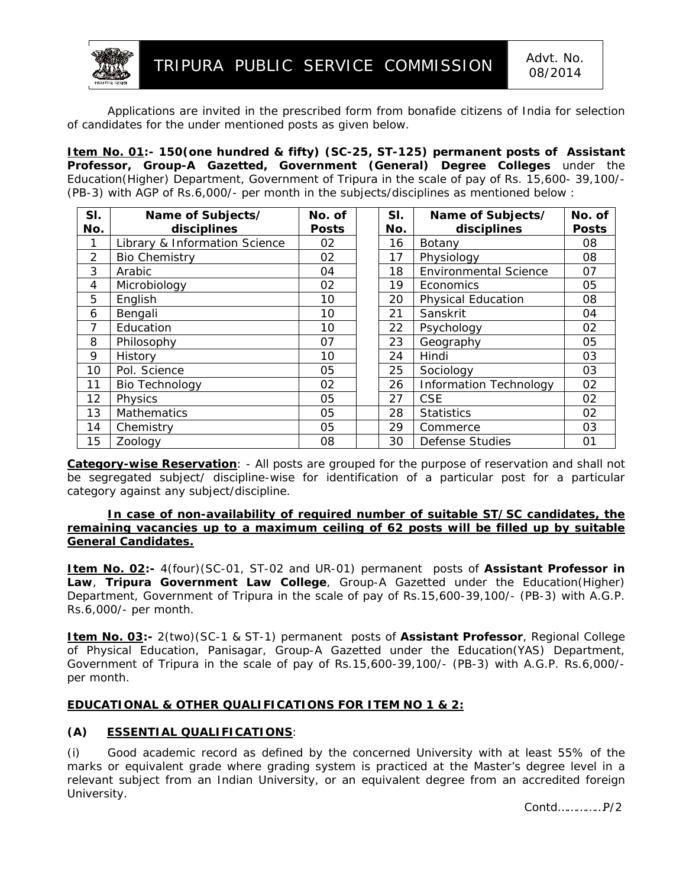# TRIPURA PUBLIC SERVICE COMMISSION

Advt. No. 08/2014

Applications are invited in the prescribed form from bonafide citizens of India for selection of candidates for the under mentioned posts as given below.

**Item No. 01:- 150(one hundred & fifty) (SC-25, ST-125) permanent posts of Assistant Professor, Group-A Gazetted, Government (General) Degree Colleges** under the Education(Higher) Department, Government of Tripura in the scale of pay of Rs. 15,600- 39,100/- (PB-3) with AGP of Rs.6,000/- per month in the subjects/disciplines as mentioned below :

| Sl. No. | Name of Subjects/ disciplines | No. of Posts | Sl. No. | Name of Subjects/ disciplines | No. of Posts |
|---|---|---|---|---|---|
| 1 | Library & Information Science | 02 | 16 | Botany | 08 |
| 2 | Bio Chemistry | 02 | 17 | Physiology | 08 |
| 3 | Arabic | 04 | 18 | Environmental Science | 07 |
| 4 | Microbiology | 02 | 19 | Economics | 05 |
| 5 | English | 10 | 20 | Physical Education | 08 |
| 6 | Bengali | 10 | 21 | Sanskrit | 04 |
| 7 | Education | 10 | 22 | Psychology | 02 |
| 8 | Philosophy | 07 | 23 | Geography | 05 |
| 9 | History | 10 | 24 | Hindi | 03 |
| 10 | Pol. Science | 05 | 25 | Sociology | 03 |
| 11 | Bio Technology | 02 | 26 | Information Technology | 02 |
| 12 | Physics | 05 | 27 | CSE | 02 |
| 13 | Mathematics | 05 | 28 | Statistics | 02 |
| 14 | Chemistry | 05 | 29 | Commerce | 03 |
| 15 | Zoology | 08 | 30 | Defense Studies | 01 |

**Category-wise Reservation**: - All posts are grouped for the purpose of reservation and shall not be segregated subject/ discipline-wise for identification of a particular post for a particular category against any subject/discipline.

**In case of non-availability of required number of suitable ST/SC candidates, the remaining vacancies up to a maximum ceiling of 62 posts will be filled up by suitable General Candidates.**

**Item No. 02:-** 4(four)(SC-01, ST-02 and UR-01) permanent posts of **Assistant Professor in Law**, **Tripura Government Law College**, Group-A Gazetted under the Education(Higher) Department, Government of Tripura in the scale of pay of Rs.15,600-39,100/- (PB-3) with A.G.P. Rs.6,000/- per month.

**Item No. 03:-** 2(two)(SC-1 & ST-1) permanent posts of **Assistant Professor**, Regional College of Physical Education, Panisagar, Group-A Gazetted under the Education(YAS) Department, Government of Tripura in the scale of pay of Rs.15,600-39,100/- (PB-3) with A.G.P. Rs.6,000/- per month.

## EDUCATIONAL & OTHER QUALIFICATIONS FOR ITEM NO 1 & 2:

### (A) ESSENTIAL QUALIFICATIONS:

(i) Good academic record as defined by the concerned University with at least 55% of the marks or equivalent grade where grading system is practiced at the Master's degree level in a relevant subject from an Indian University, or an equivalent degree from an accredited foreign University.

Contd…………P/2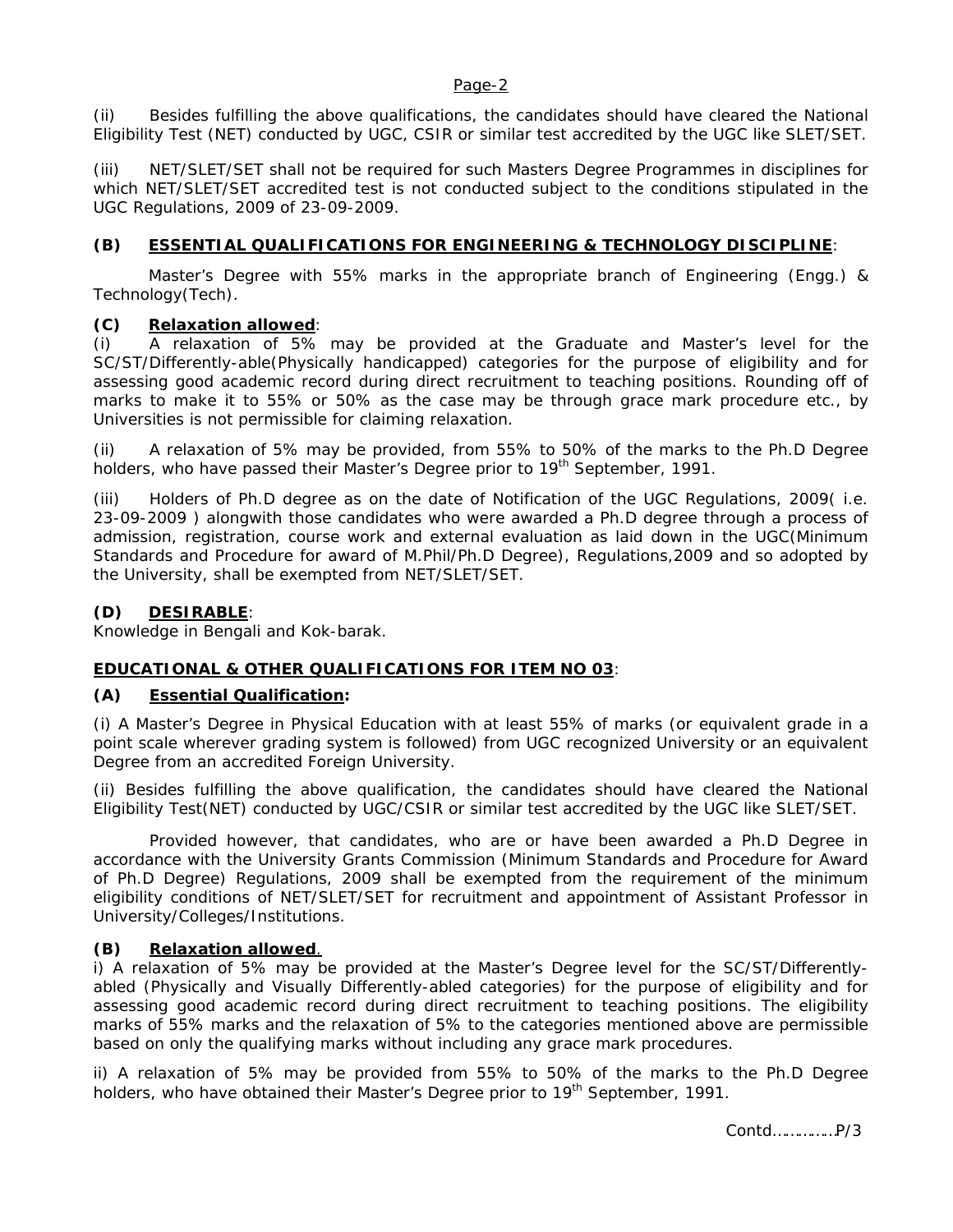(ii) Besides fulfilling the above qualifications, the candidates should have cleared the National Eligibility Test (NET) conducted by UGC, CSIR or similar test accredited by the UGC like SLET/SET.

(iii) NET/SLET/SET shall not be required for such Masters Degree Programmes in disciplines for which NET/SLET/SET accredited test is not conducted subject to the conditions stipulated in the UGC Regulations, 2009 of 23-09-2009.

**(B) ESSENTIAL QUALIFICATIONS FOR ENGINEERING & TECHNOLOGY DISCIPLINE**:

Master's Degree with 55% marks in the appropriate branch of Engineering (Engg.) & Technology(Tech).

**(C) Relaxation allowed**:

(i) A relaxation of 5% may be provided at the Graduate and Master's level for the SC/ST/Differently-able(Physically handicapped) categories for the purpose of eligibility and for assessing good academic record during direct recruitment to teaching positions. Rounding off of marks to make it to 55% or 50% as the case may be through grace mark procedure etc., by Universities is not permissible for claiming relaxation.

(ii) A relaxation of 5% may be provided, from 55% to 50% of the marks to the Ph.D Degree holders, who have passed their Master's Degree prior to 19th September, 1991.

(iii) Holders of Ph.D degree as on the date of Notification of the UGC Regulations, 2009( i.e. 23-09-2009 ) alongwith those candidates who were awarded a Ph.D degree through a process of admission, registration, course work and external evaluation as laid down in the UGC(Minimum Standards and Procedure for award of M.Phil/Ph.D Degree), Regulations,2009 and so adopted by the University, shall be exempted from NET/SLET/SET.

**(D) DESIRABLE**:

Knowledge in Bengali and Kok-barak.

**EDUCATIONAL & OTHER QUALIFICATIONS FOR ITEM NO 03**:

**(A) Essential Qualification:**

(i) A Master's Degree in Physical Education with at least 55% of marks (or equivalent grade in a point scale wherever grading system is followed) from UGC recognized University or an equivalent Degree from an accredited Foreign University.

(ii) Besides fulfilling the above qualification, the candidates should have cleared the National Eligibility Test(NET) conducted by UGC/CSIR or similar test accredited by the UGC like SLET/SET.

Provided however, that candidates, who are or have been awarded a Ph.D Degree in accordance with the University Grants Commission (Minimum Standards and Procedure for Award of Ph.D Degree) Regulations, 2009 shall be exempted from the requirement of the minimum eligibility conditions of NET/SLET/SET for recruitment and appointment of Assistant Professor in University/Colleges/Institutions.

**(B) Relaxation allowed**.

i) A relaxation of 5% may be provided at the Master's Degree level for the SC/ST/Differently-abled (Physically and Visually Differently-abled categories) for the purpose of eligibility and for assessing good academic record during direct recruitment to teaching positions. The eligibility marks of 55% marks and the relaxation of 5% to the categories mentioned above are permissible based on only the qualifying marks without including any grace mark procedures.

ii) A relaxation of 5% may be provided from 55% to 50% of the marks to the Ph.D Degree holders, who have obtained their Master's Degree prior to 19th September, 1991.

Contd…………P/3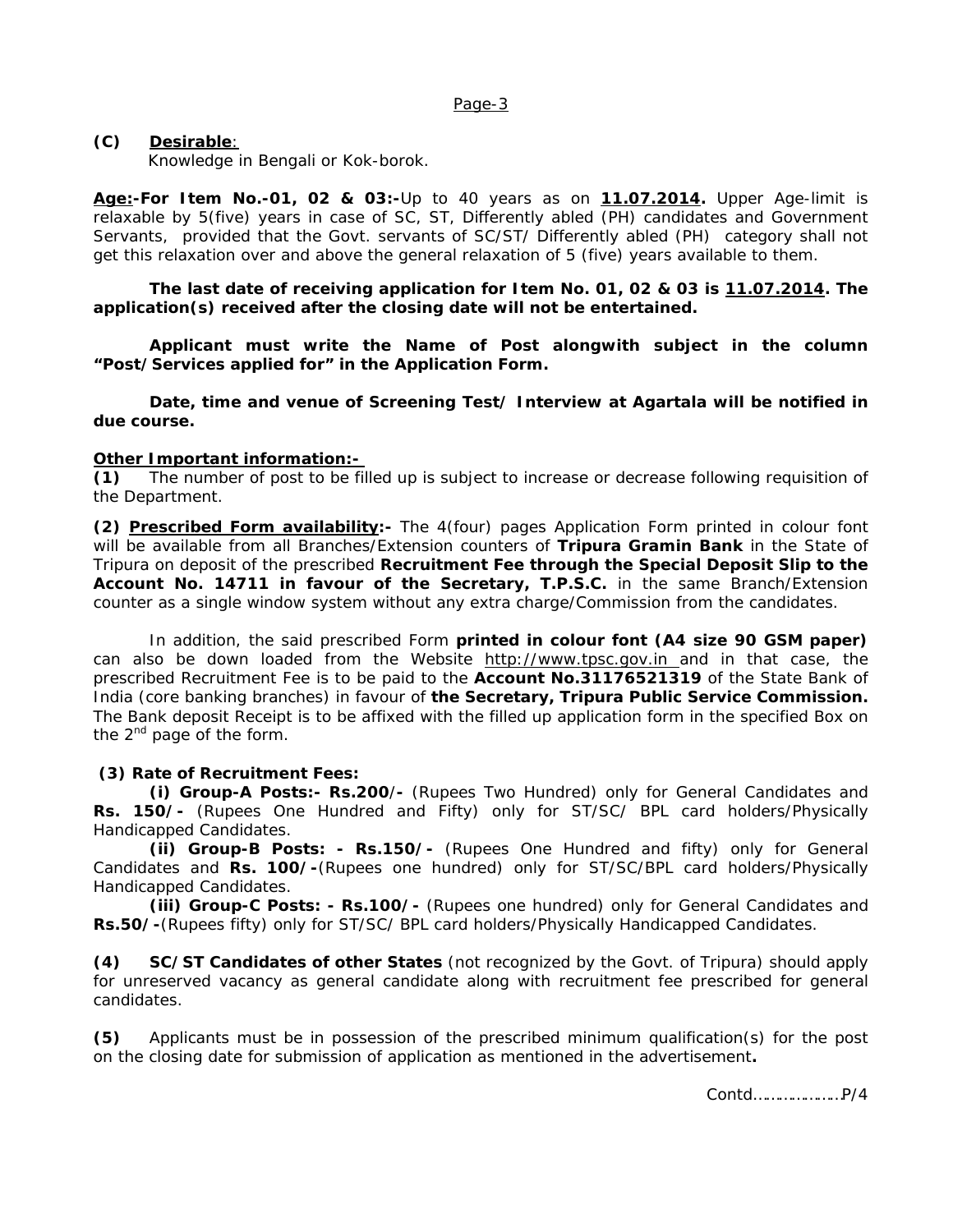**(C) Desirable**:
Knowledge in Bengali or Kok-borok.

**Age:-For Item No.-01, 02 & 03:-**Up to 40 years as on **11.07.2014.** Upper Age-limit is relaxable by 5(five) years in case of SC, ST, Differently abled (PH) candidates and Government Servants, provided that the Govt. servants of SC/ST/ Differently abled (PH) category shall not get this relaxation over and above the general relaxation of 5 (five) years available to them.

**The last date of receiving application for Item No. 01, 02 & 03 is 11.07.2014. The application(s) received after the closing date will not be entertained.**

**Applicant must write the Name of Post alongwith subject in the column "Post/Services applied for" in the Application Form.**

**Date, time and venue of Screening Test/ Interview at Agartala will be notified in due course.**

**Other Important information:-**

**(1)** The number of post to be filled up is subject to increase or decrease following requisition of the Department.

**(2) Prescribed Form availability:-** The 4(four) pages Application Form printed in colour font will be available from all Branches/Extension counters of **Tripura Gramin Bank** in the State of Tripura on deposit of the prescribed **Recruitment Fee through the Special Deposit Slip to the Account No. 14711 in favour of the Secretary, T.P.S.C.** in the same Branch/Extension counter as a single window system without any extra charge/Commission from the candidates.

In addition, the said prescribed Form **printed in colour font (A4 size 90 GSM paper)** can also be down loaded from the Website http://www.tpsc.gov.in and in that case, the prescribed Recruitment Fee is to be paid to the **Account No.31176521319** of the State Bank of India (core banking branches) in favour of **the Secretary, Tripura Public Service Commission.** The Bank deposit Receipt is to be affixed with the filled up application form in the specified Box on the 2nd page of the form.

**(3) Rate of Recruitment Fees:**

**(i) Group-A Posts:- Rs.200/-** (Rupees Two Hundred) only for General Candidates and **Rs. 150/-** (Rupees One Hundred and Fifty) only for ST/SC/ BPL card holders/Physically Handicapped Candidates.

**(ii) Group-B Posts: - Rs.150/-** (Rupees One Hundred and fifty) only for General Candidates and **Rs. 100/-**(Rupees one hundred) only for ST/SC/BPL card holders/Physically Handicapped Candidates.

**(iii) Group-C Posts: - Rs.100/-** (Rupees one hundred) only for General Candidates and **Rs.50/-**(Rupees fifty) only for ST/SC/ BPL card holders/Physically Handicapped Candidates.

**(4) SC/ST Candidates of other States** (not recognized by the Govt. of Tripura) should apply for unreserved vacancy as general candidate along with recruitment fee prescribed for general candidates.

**(5)** Applicants must be in possession of the prescribed minimum qualification(s) for the post on the closing date for submission of application as mentioned in the advertisement**.**

Contd………………P/4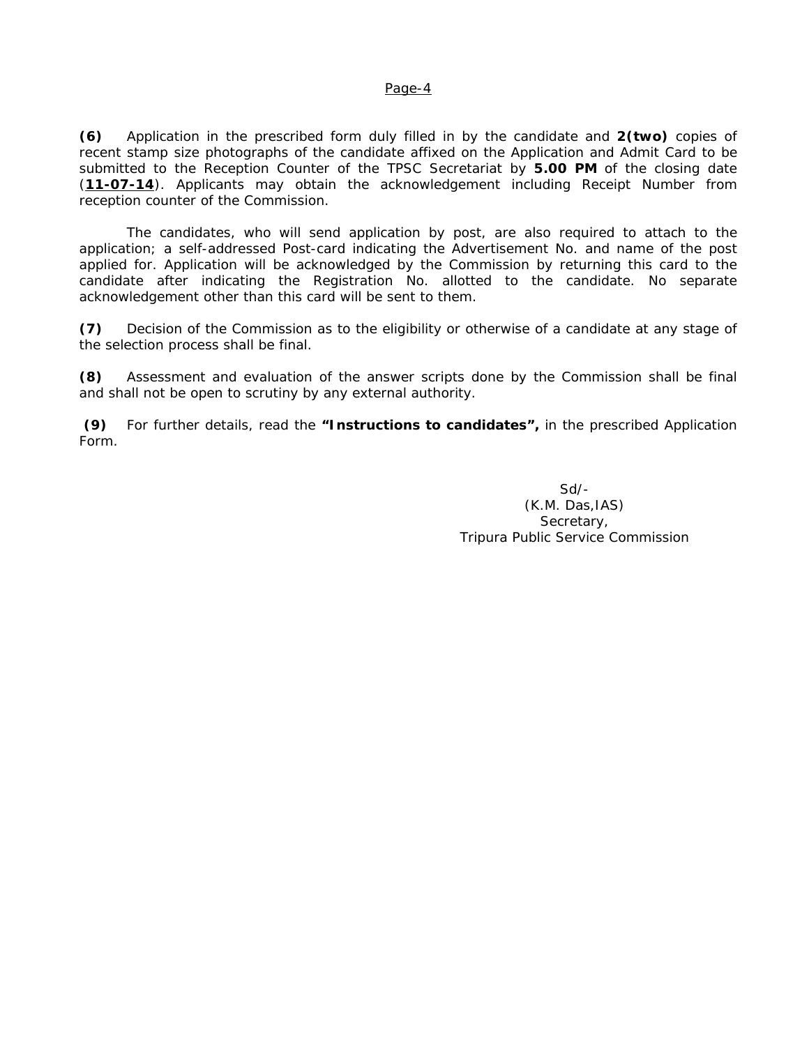**(6)** Application in the prescribed form duly filled in by the candidate and **2(two)** copies of recent stamp size photographs of the candidate affixed on the Application and Admit Card to be submitted to the Reception Counter of the TPSC Secretariat by **5.00 PM** of the closing date (**11-07-14**). Applicants may obtain the acknowledgement including Receipt Number from reception counter of the Commission.

The candidates, who will send application by post, are also required to attach to the application; a self-addressed Post-card indicating the Advertisement No. and name of the post applied for. Application will be acknowledged by the Commission by returning this card to the candidate after indicating the Registration No. allotted to the candidate. No separate acknowledgement other than this card will be sent to them.

**(7)** Decision of the Commission as to the eligibility or otherwise of a candidate at any stage of the selection process shall be final.

**(8)** Assessment and evaluation of the answer scripts done by the Commission shall be final and shall not be open to scrutiny by any external authority.

**(9)** For further details, read the **"Instructions to candidates",** in the prescribed Application Form.

Sd/-
(K.M. Das,IAS)
Secretary,
Tripura Public Service Commission